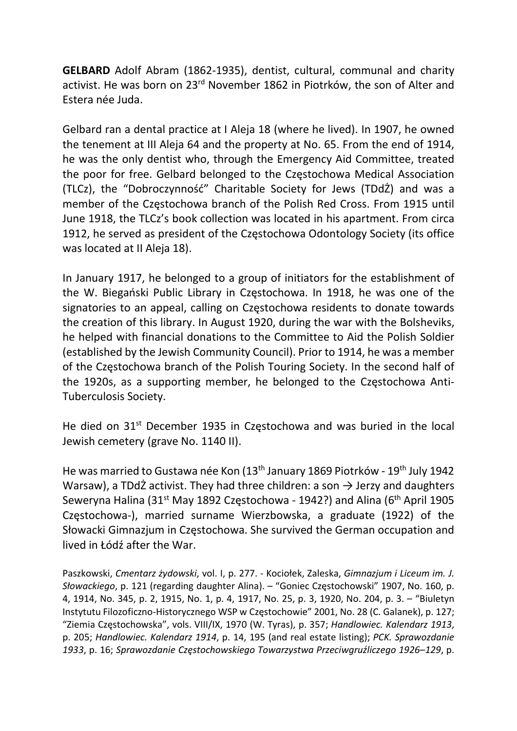**GELBARD** Adolf Abram (1862-1935), dentist, cultural, communal and charity activist. He was born on 23rd November 1862 in Piotrków, the son of Alter and Estera née Juda.

Gelbard ran a dental practice at I Aleja 18 (where he lived). In 1907, he owned the tenement at III Aleja 64 and the property at No. 65. From the end of 1914, he was the only dentist who, through the Emergency Aid Committee, treated the poor for free. Gelbard belonged to the Częstochowa Medical Association (TLCz), the "Dobroczynność" Charitable Society for Jews (TDdŻ) and was a member of the Częstochowa branch of the Polish Red Cross. From 1915 until June 1918, the TLCz's book collection was located in his apartment. From circa 1912, he served as president of the Częstochowa Odontology Society (its office was located at II Aleja 18).

In January 1917, he belonged to a group of initiators for the establishment of the W. Biegański Public Library in Częstochowa. In 1918, he was one of the signatories to an appeal, calling on Częstochowa residents to donate towards the creation of this library. In August 1920, during the war with the Bolsheviks, he helped with financial donations to the Committee to Aid the Polish Soldier (established by the Jewish Community Council). Prior to 1914, he was a member of the Częstochowa branch of the Polish Touring Society. In the second half of the 1920s, as a supporting member, he belonged to the Częstochowa Anti-Tuberculosis Society.

He died on 31st December 1935 in Częstochowa and was buried in the local Jewish cemetery (grave No. 1140 II).

He was married to Gustawa née Kon (13th January 1869 Piotrków - 19th July 1942 Warsaw), a TDdŻ activist. They had three children: a son → Jerzy and daughters Seweryna Halina (31st May 1892 Częstochowa - 1942?) and Alina (6th April 1905 Częstochowa-), married surname Wierzbowska, a graduate (1922) of the Słowacki Gimnazjum in Częstochowa. She survived the German occupation and lived in Łódź after the War.

Paszkowski, *Cmentarz żydowski*, vol. I, p. 277. - Kociołek, Zaleska, *Gimnazjum i Liceum im. J. Słowackiego*, p. 121 (regarding daughter Alina). – "Goniec Częstochowski" 1907, No. 160, p. 4, 1914, No. 345, p. 2, 1915, No. 1, p. 4, 1917, No. 25, p. 3, 1920, No. 204, p. 3. – "Biuletyn Instytutu Filozoficzno-Historycznego WSP w Częstochowie" 2001, No. 28 (C. Galanek), p. 127; "Ziemia Częstochowska", vols. VIII/IX, 1970 (W. Tyras), p. 357; *Handlowiec. Kalendarz 1913*, p. 205; *Handlowiec. Kalendarz 1914*, p. 14, 195 (and real estate listing); *PCK. Sprawozdanie 1933*, p. 16; *Sprawozdanie Częstochowskiego Towarzystwa Przeciwgruźliczego 1926–129*, p.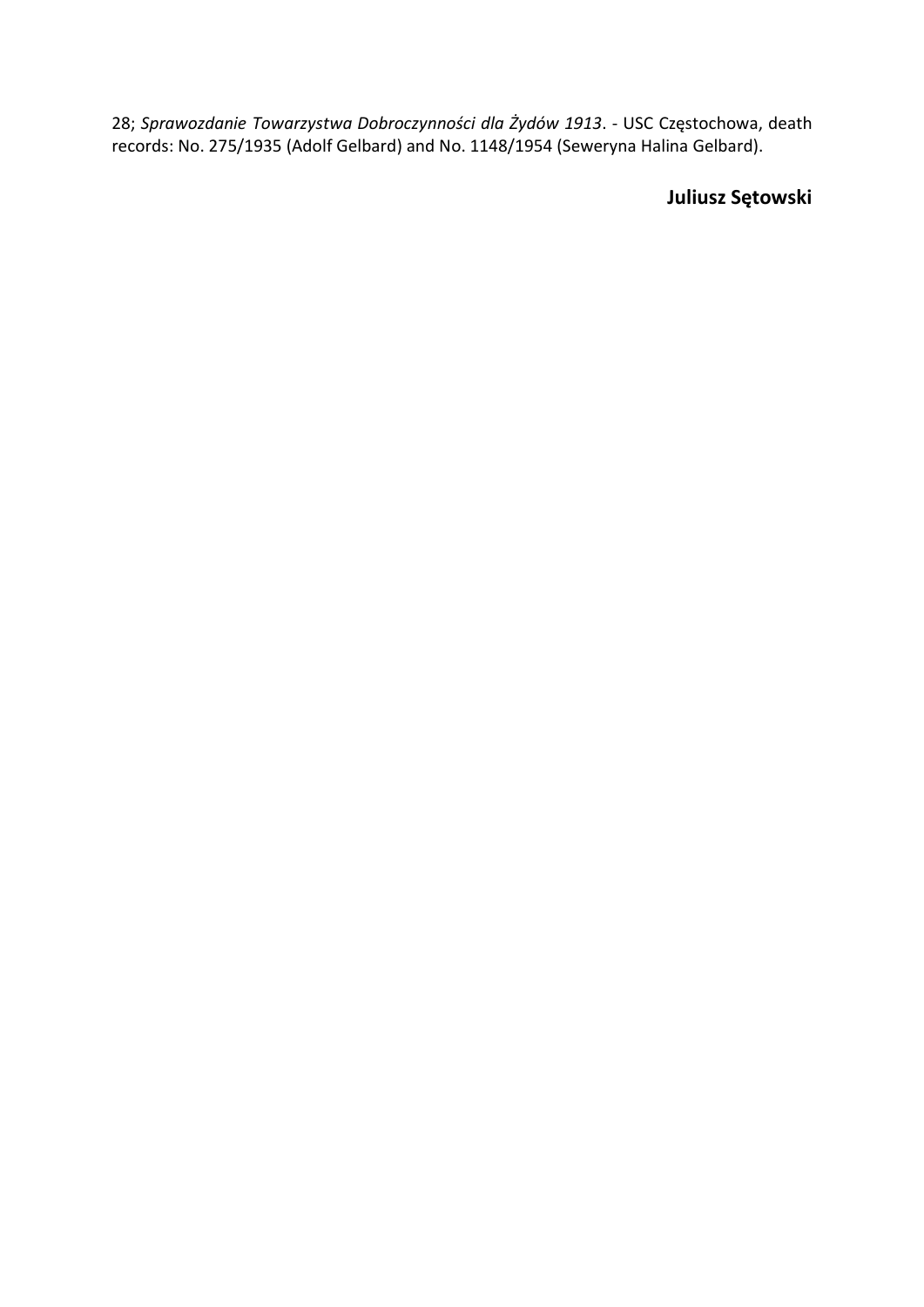28; *Sprawozdanie Towarzystwa Dobroczynności dla Żydów 1913*. - USC Częstochowa, death records: No. 275/1935 (Adolf Gelbard) and No. 1148/1954 (Seweryna Halina Gelbard).

**Juliusz Sętowski**